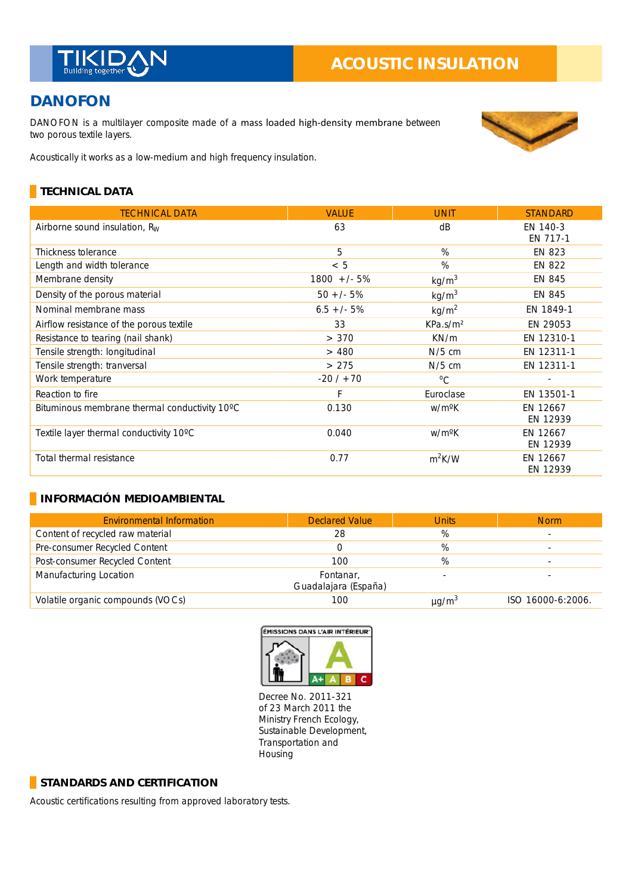# ACOUSTIC INSULATION

## DANOFON

DANOFON is a multilayer composite made of a mass loaded high-density membrane between two porous textile layers.

Acoustically it works as a low-medium and high frequency insulation.

### TECHNICAL DATA

| TECHNICAL DATA | VALUE | UNIT | STANDARD |
|---|---|---|---|
| Airborne sound insulation, $R_W$ | 63 | dB | EN 140-3 EN 717-1 |
| Thickness tolerance | 5 | % | EN 823 |
| Length and width tolerance | < 5 | % | EN 822 |
| Membrane density | 1800 +/- 5% | $kg/m^3$ | EN 845 |
| Density of the porous material | 50 +/- 5% | $kg/m^3$ | EN 845 |
| Nominal membrane mass | 6.5 +/- 5% | $kg/m^2$ | EN 1849-1 |
| Airflow resistance of the porous textile | 33 | $KPa.s/m^2$ | EN 29053 |
| Resistance to tearing (nail shank) | > 370 | KN/m | EN 12310-1 |
| Tensile strength: longitudinal | > 480 | N/5 cm | EN 12311-1 |
| Tensile strength: tranversal | > 275 | N/5 cm | EN 12311-1 |
| Work temperature | -20 / +70 | ºC | - |
| Reaction to fire | F | Euroclase | EN 13501-1 |
| Bituminous membrane thermal conductivity 10ºC | 0.130 | w/mºK | EN 12667 EN 12939 |
| Textile layer thermal conductivity 10ºC | 0.040 | w/mºK | EN 12667 EN 12939 |
| Total thermal resistance | 0.77 | $m^2K/W$ | EN 12667 EN 12939 |

### INFORMACIÓN MEDIOAMBIENTAL

| Environmental Information | Declared Value | Units | Norm |
|---|---|---|---|
| Content of recycled raw material | 28 | % | - |
| Pre-consumer Recycled Content | 0 | % | - |
| Post-consumer Recycled Content | 100 | % | - |
| Manufacturing Location | Fontanar, Guadalajara (España) | - | - |
| Volatile organic compounds (VOCs) | 100 | $\mu g/m^3$ | ISO 16000-6:2006. |

ÉMISSIONS DANS L'AIR INTÉRIEUR

Decree No. 2011-321 of 23 March 2011 the Ministry French Ecology, Sustainable Development, Transportation and Housing

### STANDARDS AND CERTIFICATION

Acoustic certifications resulting from approved laboratory tests.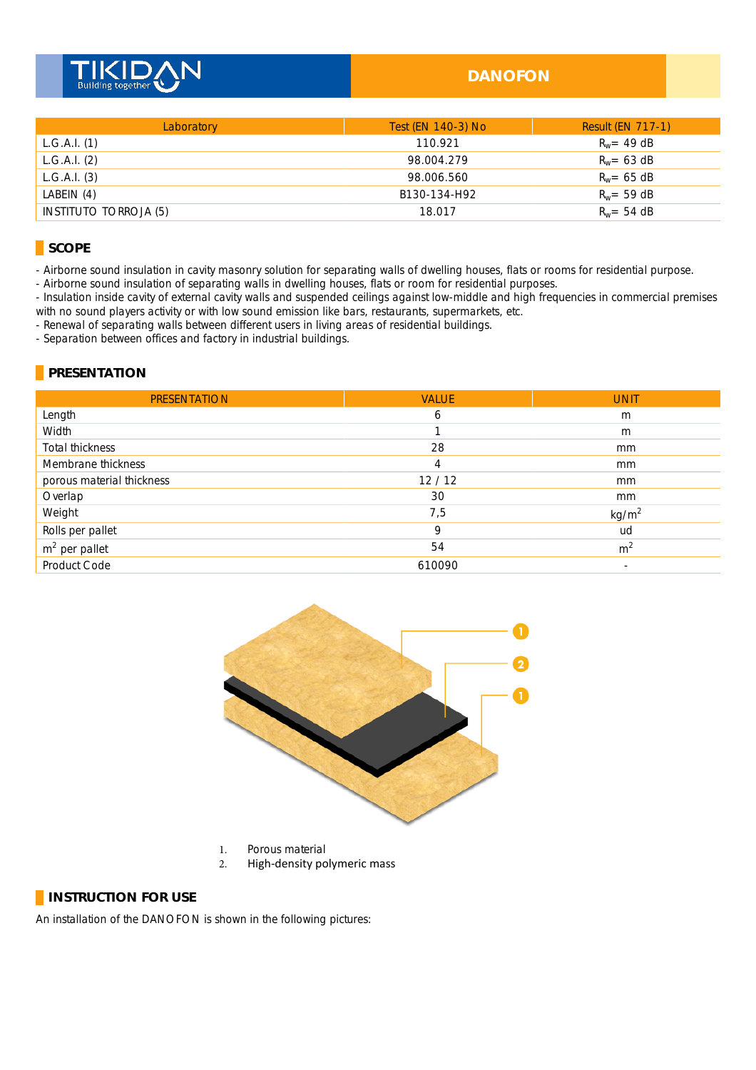| Laboratory | Test (EN 140-3) No | Result (EN 717-1) |
|---|---|---|
| L.G.A.I. (1) | 110.921 | $R_w$= 49 dB |
| L.G.A.I. (2) | 98.004.279 | $R_w$= 63 dB |
| L.G.A.I. (3) | 98.006.560 | $R_w$= 65 dB |
| LABEIN (4) | B130-134-H92 | $R_w$= 59 dB |
| INSTITUTO TORROJA (5) | 18.017 | $R_w$= 54 dB |

## SCOPE

- Airborne sound insulation in cavity masonry solution for separating walls of dwelling houses, flats or rooms for residential purpose.
- Airborne sound insulation of separating walls in dwelling houses, flats or room for residential purposes.
- Insulation inside cavity of external cavity walls and suspended ceilings against low-middle and high frequencies in commercial premises with no sound players activity or with low sound emission like bars, restaurants, supermarkets, etc.
- Renewal of separating walls between different users in living areas of residential buildings.
- Separation between offices and factory in industrial buildings.

## PRESENTATION

| PRESENTATION | VALUE | UNIT |
|---|---|---|
| Length | 6 | m |
| Width | 1 | m |
| Total thickness | 28 | mm |
| Membrane thickness | 4 | mm |
| porous material thickness | 12 / 12 | mm |
| Overlap | 30 | mm |
| Weight | 7,5 | kg/m$^2$ |
| Rolls per pallet | 9 | ud |
| m$^2$ per pallet | 54 | m$^2$ |
| Product Code | 610090 | - |

1. Porous material
2. High-density polymeric mass

## INSTRUCTION FOR USE

An installation of the DANOFON is shown in the following pictures: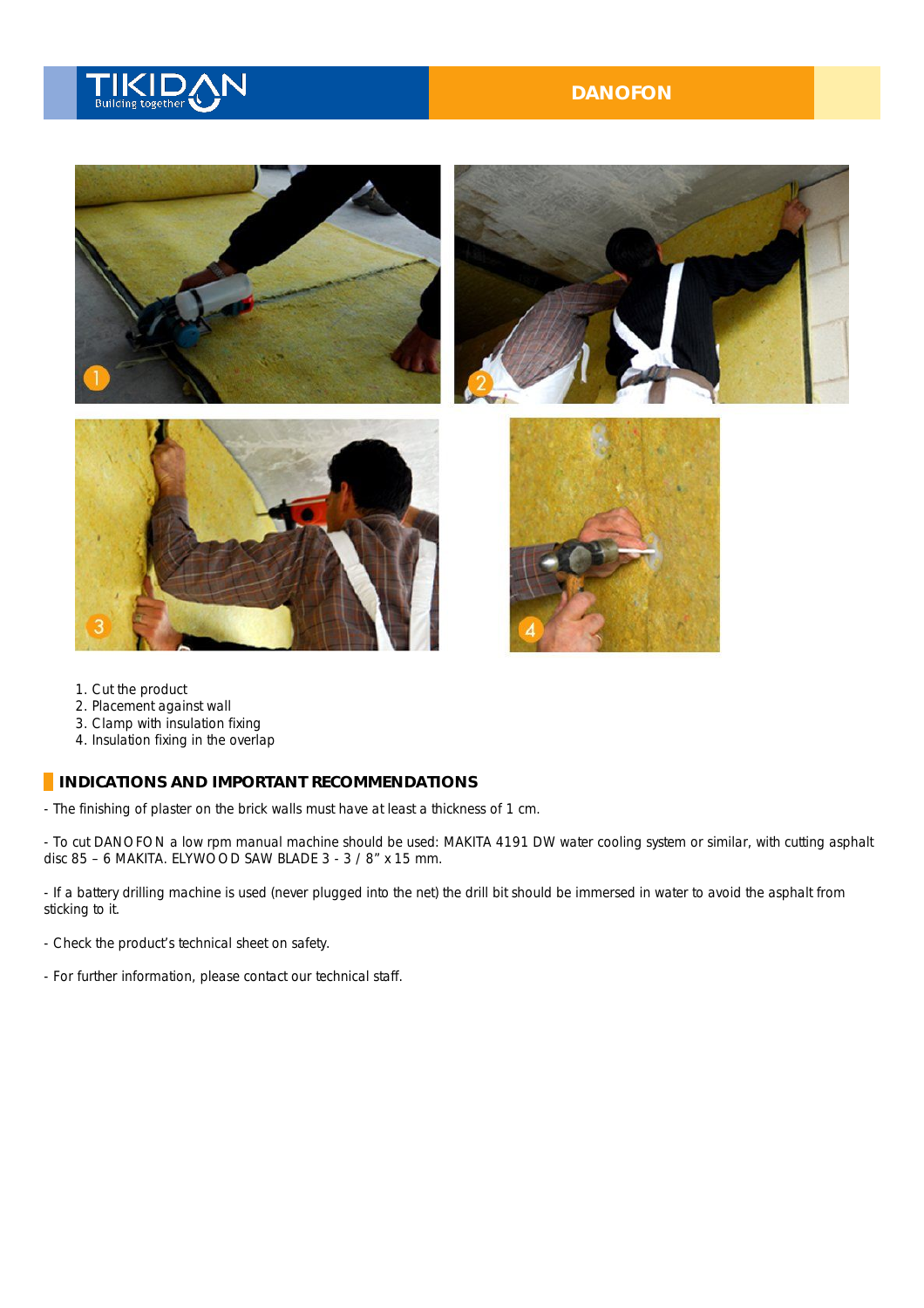1. Cut the product
2. Placement against wall
3. Clamp with insulation fixing
4. Insulation fixing in the overlap

## INDICATIONS AND IMPORTANT RECOMMENDATIONS

- The finishing of plaster on the brick walls must have at least a thickness of 1 cm.

- To cut DANOFON a low rpm manual machine should be used: MAKITA 4191 DW water cooling system or similar, with cutting asphalt disc 85 – 6 MAKITA. ELYWOOD SAW BLADE 3 - 3 / 8" x 15 mm.

- If a battery drilling machine is used (never plugged into the net) the drill bit should be immersed in water to avoid the asphalt from sticking to it.

- Check the product's technical sheet on safety.

- For further information, please contact our technical staff.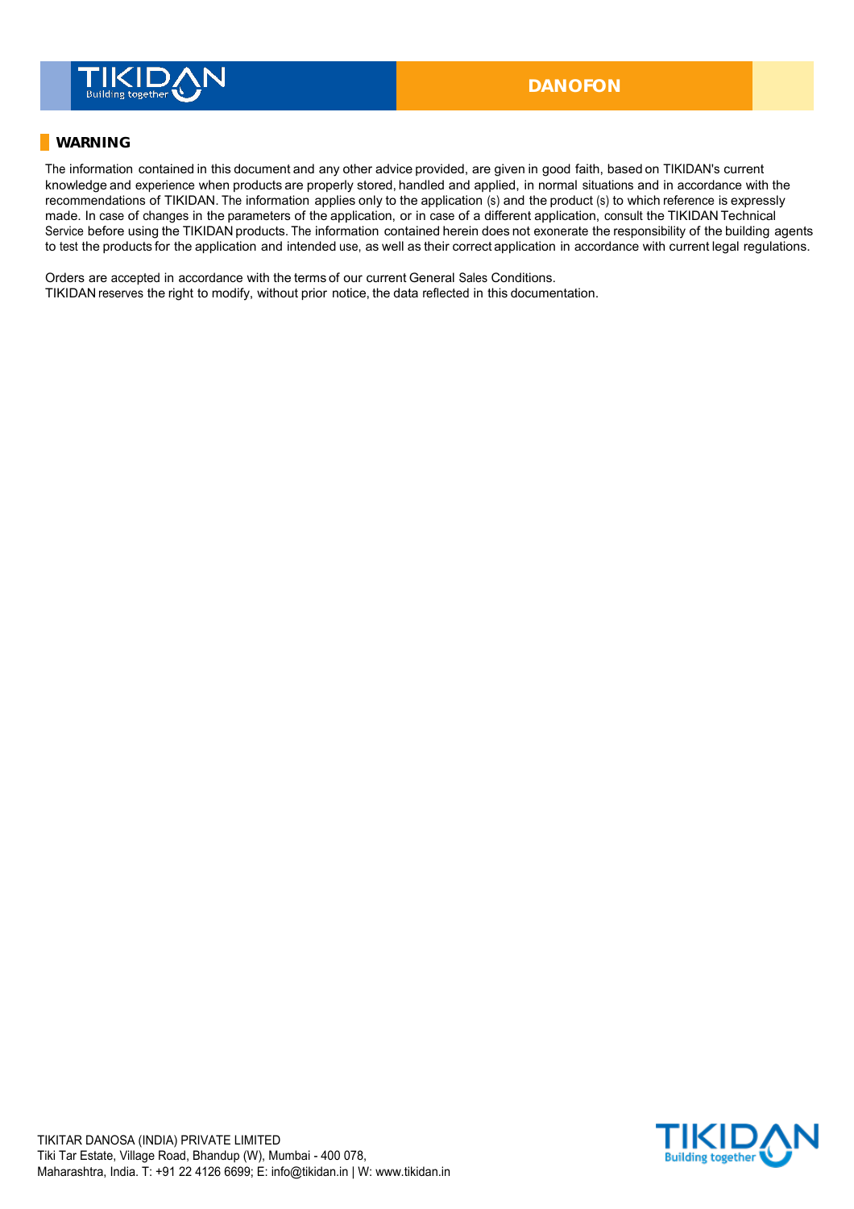## WARNING

The information contained in this document and any other advice provided, are given in good faith, based on TIKIDAN's current knowledge and experience when products are properly stored, handled and applied, in normal situations and in accordance with the recommendations of TIKIDAN. The information applies only to the application (s) and the product (s) to which reference is expressly made. In case of changes in the parameters of the application, or in case of a different application, consult the TIKIDAN Technical Service before using the TIKIDAN products. The information contained herein does not exonerate the responsibility of the building agents to test the products for the application and intended use, as well as their correct application in accordance with current legal regulations.

Orders are accepted in accordance with the terms of our current General Sales Conditions.
TIKIDAN reserves the right to modify, without prior notice, the data reflected in this documentation.

TIKITAR DANOSA (INDIA) PRIVATE LIMITED
Tiki Tar Estate, Village Road, Bhandup (W), Mumbai - 400 078,
Maharashtra, India. T: +91 22 4126 6699; E: info@tikidan.in | W: www.tikidan.in